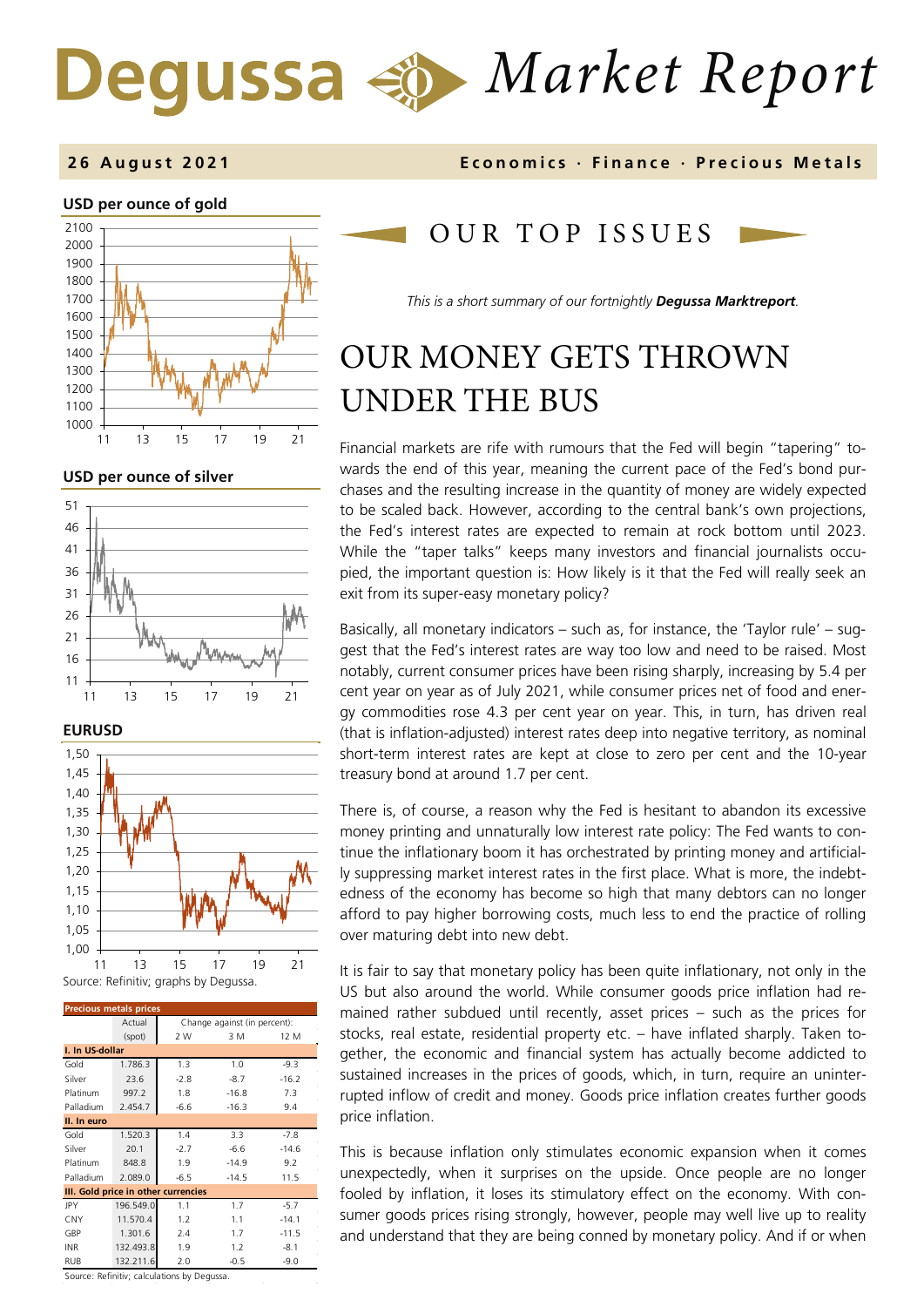# Degussa Market Report

**26 August 2021** — **Economics · Finance · Precious Metals**

**USD per ounce of gold**

**USD per ounce of silver**

**EURUSD**

Source: Refinitiv; graphs by Degussa.

| Precious metals prices | Actual (spot) | Change against (in percent): 2 W | 3 M | 12 M |
|---|---|---|---|---|
| **I. In US-dollar** | | | | |
| Gold | 1.786.3 | 1.3 | 1.0 | -9.3 |
| Silver | 23.6 | -2.8 | -8.7 | -16.2 |
| Platinum | 997.2 | 1.8 | -16.8 | 7.3 |
| Palladium | 2.454.7 | -6.6 | -16.3 | 9.4 |
| **II. In euro** | | | | |
| Gold | 1.520.3 | 1.4 | 3.3 | -7.8 |
| Silver | 20.1 | -2.7 | -6.6 | -14.6 |
| Platinum | 848.8 | 1.9 | -14.9 | 9.2 |
| Palladium | 2.089.0 | -6.5 | -14.5 | 11.5 |
| **III. Gold price in other currencies** | | | | |
| JPY | 196.549.0 | 1.1 | 1.7 | -5.7 |
| CNY | 11.570.4 | 1.2 | 1.1 | -14.1 |
| GBP | 1.301.6 | 2.4 | 1.7 | -11.5 |
| INR | 132.493.8 | 1.9 | 1.2 | -8.1 |
| RUB | 132.211.6 | 2.0 | -0.5 | -9.0 |

Source: Refinitiv; calculations by Degussa.

## OUR TOP ISSUES

*This is a short summary of our fortnightly **Degussa Marktreport**.*

# OUR MONEY GETS THROWN UNDER THE BUS

Financial markets are rife with rumours that the Fed will begin "tapering" towards the end of this year, meaning the current pace of the Fed's bond purchases and the resulting increase in the quantity of money are widely expected to be scaled back. However, according to the central bank's own projections, the Fed's interest rates are expected to remain at rock bottom until 2023. While the "taper talks" keeps many investors and financial journalists occupied, the important question is: How likely is it that the Fed will really seek an exit from its super-easy monetary policy?

Basically, all monetary indicators – such as, for instance, the 'Taylor rule' – suggest that the Fed's interest rates are way too low and need to be raised. Most notably, current consumer prices have been rising sharply, increasing by 5.4 per cent year on year as of July 2021, while consumer prices net of food and energy commodities rose 4.3 per cent year on year. This, in turn, has driven real (that is inflation-adjusted) interest rates deep into negative territory, as nominal short-term interest rates are kept at close to zero per cent and the 10-year treasury bond at around 1.7 per cent.

There is, of course, a reason why the Fed is hesitant to abandon its excessive money printing and unnaturally low interest rate policy: The Fed wants to continue the inflationary boom it has orchestrated by printing money and artificially suppressing market interest rates in the first place. What is more, the indebtedness of the economy has become so high that many debtors can no longer afford to pay higher borrowing costs, much less to end the practice of rolling over maturing debt into new debt.

It is fair to say that monetary policy has been quite inflationary, not only in the US but also around the world. While consumer goods price inflation had remained rather subdued until recently, asset prices – such as the prices for stocks, real estate, residential property etc. – have inflated sharply. Taken together, the economic and financial system has actually become addicted to sustained increases in the prices of goods, which, in turn, require an uninterrupted inflow of credit and money. Goods price inflation creates further goods price inflation.

This is because inflation only stimulates economic expansion when it comes unexpectedly, when it surprises on the upside. Once people are no longer fooled by inflation, it loses its stimulatory effect on the economy. With consumer goods prices rising strongly, however, people may well live up to reality and understand that they are being conned by monetary policy. And if or when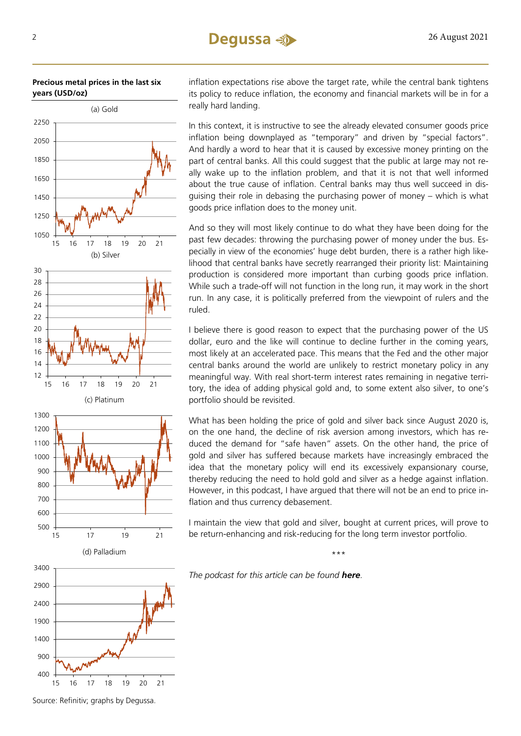**Precious metal prices in the last six years (USD/oz)**

(a) Gold

(b) Silver

(c) Platinum

(d) Palladium

Source: Refinitiv; graphs by Degussa.

inflation expectations rise above the target rate, while the central bank tightens its policy to reduce inflation, the economy and financial markets will be in for a really hard landing.

In this context, it is instructive to see the already elevated consumer goods price inflation being downplayed as "temporary" and driven by "special factors". And hardly a word to hear that it is caused by excessive money printing on the part of central banks. All this could suggest that the public at large may not really wake up to the inflation problem, and that it is not that well informed about the true cause of inflation. Central banks may thus well succeed in disguising their role in debasing the purchasing power of money – which is what goods price inflation does to the money unit.

And so they will most likely continue to do what they have been doing for the past few decades: throwing the purchasing power of money under the bus. Especially in view of the economies' huge debt burden, there is a rather high likelihood that central banks have secretly rearranged their priority list: Maintaining production is considered more important than curbing goods price inflation. While such a trade-off will not function in the long run, it may work in the short run. In any case, it is politically preferred from the viewpoint of rulers and the ruled.

I believe there is good reason to expect that the purchasing power of the US dollar, euro and the like will continue to decline further in the coming years, most likely at an accelerated pace. This means that the Fed and the other major central banks around the world are unlikely to restrict monetary policy in any meaningful way. With real short-term interest rates remaining in negative territory, the idea of adding physical gold and, to some extent also silver, to one's portfolio should be revisited.

What has been holding the price of gold and silver back since August 2020 is, on the one hand, the decline of risk aversion among investors, which has reduced the demand for "safe haven" assets. On the other hand, the price of gold and silver has suffered because markets have increasingly embraced the idea that the monetary policy will end its excessively expansionary course, thereby reducing the need to hold gold and silver as a hedge against inflation. However, in this podcast, I have argued that there will not be an end to price inflation and thus currency debasement.

I maintain the view that gold and silver, bought at current prices, will prove to be return-enhancing and risk-reducing for the long term investor portfolio.

\*\*\*

*The podcast for this article can be found* ***here****.*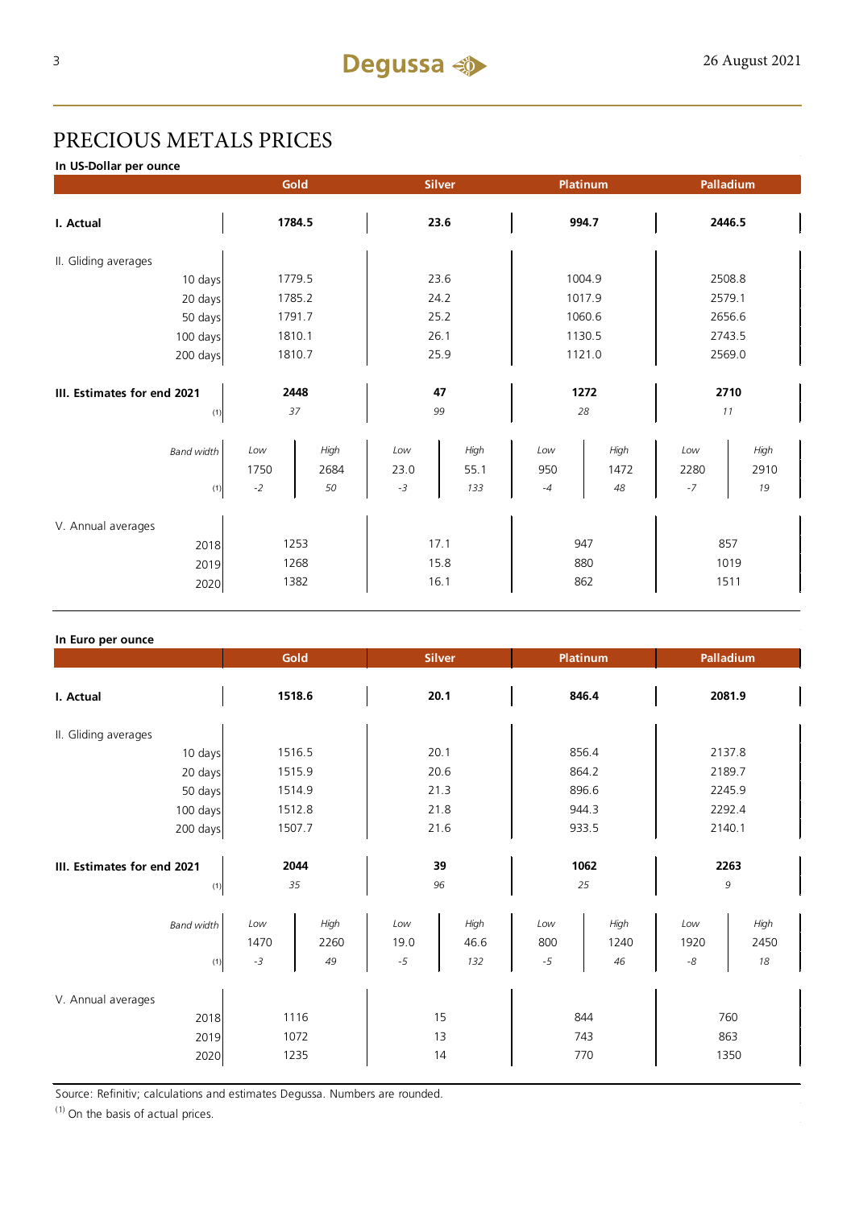# PRECIOUS METALS PRICES

**In US-Dollar per ounce**

| | Gold | | Silver | | Platinum | | Palladium | |
|---|---|---|---|---|---|---|---|---|
| **I. Actual** | **1784.5** | | **23.6** | | **994.7** | | **2446.5** | |
| II. Gliding averages | | | | | | | | |
| 10 days | 1779.5 | | 23.6 | | 1004.9 | | 2508.8 | |
| 20 days | 1785.2 | | 24.2 | | 1017.9 | | 2579.1 | |
| 50 days | 1791.7 | | 25.2 | | 1060.6 | | 2656.6 | |
| 100 days | 1810.1 | | 26.1 | | 1130.5 | | 2743.5 | |
| 200 days | 1810.7 | | 25.9 | | 1121.0 | | 2569.0 | |
| **III. Estimates for end 2021** | **2448** | | **47** | | **1272** | | **2710** | |
| (1) | *37* | | *99* | | *28* | | *11* | |
| *Band width* | *Low* | *High* | *Low* | *High* | *Low* | *High* | *Low* | *High* |
| | 1750 | 2684 | 23.0 | 55.1 | 950 | 1472 | 2280 | 2910 |
| (1) | *-2* | *50* | *-3* | *133* | *-4* | *48* | *-7* | *19* |
| V. Annual averages | | | | | | | | |
| 2018 | 1253 | | 17.1 | | 947 | | 857 | |
| 2019 | 1268 | | 15.8 | | 880 | | 1019 | |
| 2020 | 1382 | | 16.1 | | 862 | | 1511 | |

**In Euro per ounce**

| | Gold | | Silver | | Platinum | | Palladium | |
|---|---|---|---|---|---|---|---|---|
| **I. Actual** | **1518.6** | | **20.1** | | **846.4** | | **2081.9** | |
| II. Gliding averages | | | | | | | | |
| 10 days | 1516.5 | | 20.1 | | 856.4 | | 2137.8 | |
| 20 days | 1515.9 | | 20.6 | | 864.2 | | 2189.7 | |
| 50 days | 1514.9 | | 21.3 | | 896.6 | | 2245.9 | |
| 100 days | 1512.8 | | 21.8 | | 944.3 | | 2292.4 | |
| 200 days | 1507.7 | | 21.6 | | 933.5 | | 2140.1 | |
| **III. Estimates for end 2021** | **2044** | | **39** | | **1062** | | **2263** | |
| (1) | *35* | | *96* | | *25* | | *9* | |
| *Band width* | *Low* | *High* | *Low* | *High* | *Low* | *High* | *Low* | *High* |
| | 1470 | 2260 | 19.0 | 46.6 | 800 | 1240 | 1920 | 2450 |
| (1) | *-3* | *49* | *-5* | *132* | *-5* | *46* | *-8* | *18* |
| V. Annual averages | | | | | | | | |
| 2018 | 1116 | | 15 | | 844 | | 760 | |
| 2019 | 1072 | | 13 | | 743 | | 863 | |
| 2020 | 1235 | | 14 | | 770 | | 1350 | |

Source: Refinitiv; calculations and estimates Degussa. Numbers are rounded.

(1) On the basis of actual prices.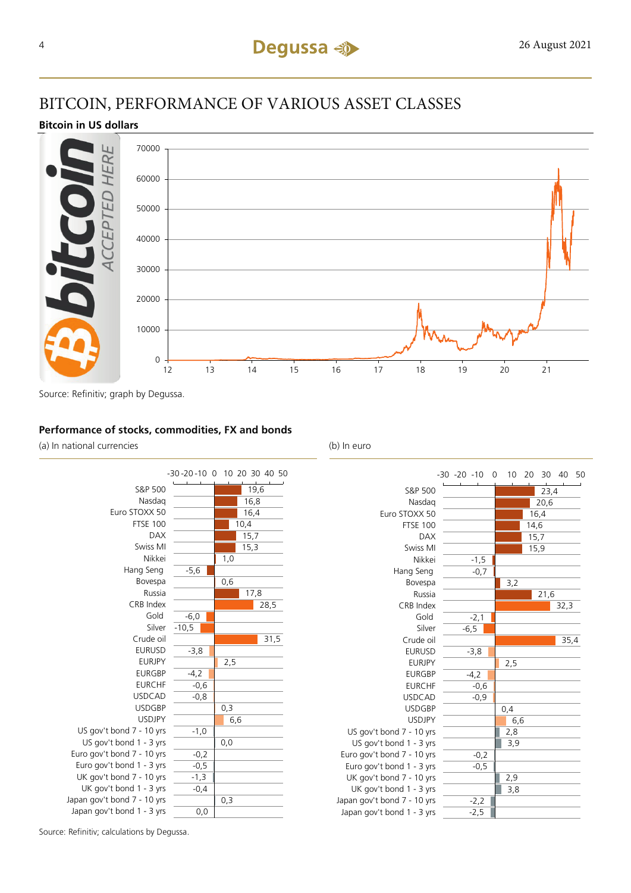# BITCOIN, PERFORMANCE OF VARIOUS ASSET CLASSES

**Bitcoin in US dollars**

Source: Refinitiv; graph by Degussa.

**Performance of stocks, commodities, FX and bonds**

| | (a) In national currencies | (b) In euro |
|---|---|---|
| S&P 500 | 19,6 | 23,4 |
| Nasdaq | 16,8 | 20,6 |
| Euro STOXX 50 | 16,4 | 16,4 |
| FTSE 100 | 10,4 | 14,6 |
| DAX | 15,7 | 15,7 |
| Swiss MI | 15,3 | 15,9 |
| Nikkei | 1,0 | -1,5 |
| Hang Seng | -5,6 | -0,7 |
| Bovespa | 0,6 | 3,2 |
| Russia | 17,8 | 21,6 |
| CRB Index | 28,5 | 32,3 |
| Gold | -6,0 | -2,1 |
| Silver | -10,5 | -6,5 |
| Crude oil | 31,5 | 35,4 |
| EURUSD | -3,8 | -3,8 |
| EURJPY | 2,5 | 2,5 |
| EURGBP | -4,2 | -4,2 |
| EURCHF | -0,6 | -0,6 |
| USDCAD | -0,8 | -0,9 |
| USDGBP | 0,3 | 0,4 |
| USDJPY | 6,6 | 6,6 |
| US gov't bond 7 - 10 yrs | -1,0 | 2,8 |
| US gov't bond 1 - 3 yrs | 0,0 | 3,9 |
| Euro gov't bond 7 - 10 yrs | -0,2 | -0,2 |
| Euro gov't bond 1 - 3 yrs | -0,5 | -0,5 |
| UK gov't bond 7 - 10 yrs | -1,3 | 2,9 |
| UK gov't bond 1 - 3 yrs | -0,4 | 3,8 |
| Japan gov't bond 7 - 10 yrs | 0,3 | -2,2 |
| Japan gov't bond 1 - 3 yrs | 0,0 | -2,5 |

Source: Refinitiv; calculations by Degussa.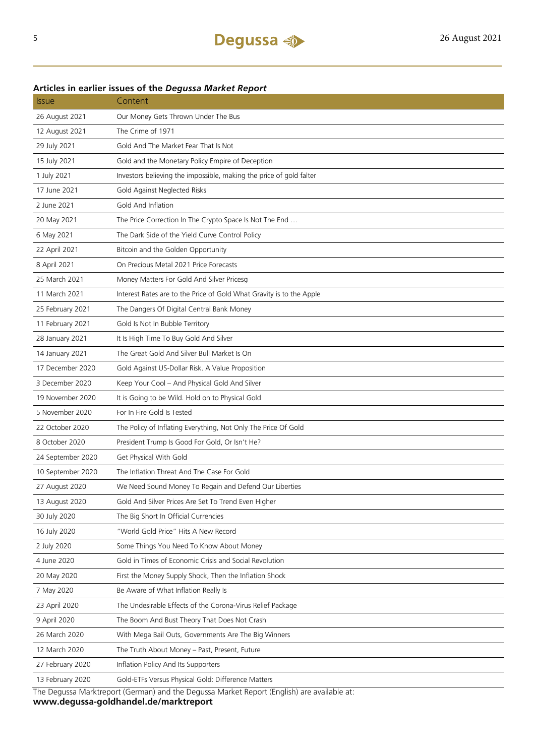**Articles in earlier issues of the *Degussa Market Report***

| Issue | Content |
|---|---|
| 26 August 2021 | Our Money Gets Thrown Under The Bus |
| 12 August 2021 | The Crime of 1971 |
| 29 July 2021 | Gold And The Market Fear That Is Not |
| 15 July 2021 | Gold and the Monetary Policy Empire of Deception |
| 1 July 2021 | Investors believing the impossible, making the price of gold falter |
| 17 June 2021 | Gold Against Neglected Risks |
| 2 June 2021 | Gold And Inflation |
| 20 May 2021 | The Price Correction In The Crypto Space Is Not The End … |
| 6 May 2021 | The Dark Side of the Yield Curve Control Policy |
| 22 April 2021 | Bitcoin and the Golden Opportunity |
| 8 April 2021 | On Precious Metal 2021 Price Forecasts |
| 25 March 2021 | Money Matters For Gold And Silver Pricesg |
| 11 March 2021 | Interest Rates are to the Price of Gold What Gravity is to the Apple |
| 25 February 2021 | The Dangers Of Digital Central Bank Money |
| 11 February 2021 | Gold Is Not In Bubble Territory |
| 28 January 2021 | It Is High Time To Buy Gold And Silver |
| 14 January 2021 | The Great Gold And Silver Bull Market Is On |
| 17 December 2020 | Gold Against US-Dollar Risk. A Value Proposition |
| 3 December 2020 | Keep Your Cool – And Physical Gold And Silver |
| 19 November 2020 | It is Going to be Wild. Hold on to Physical Gold |
| 5 November 2020 | For In Fire Gold Is Tested |
| 22 October 2020 | The Policy of Inflating Everything, Not Only The Price Of Gold |
| 8 October 2020 | President Trump Is Good For Gold, Or Isn't He? |
| 24 September 2020 | Get Physical With Gold |
| 10 September 2020 | The Inflation Threat And The Case For Gold |
| 27 August 2020 | We Need Sound Money To Regain and Defend Our Liberties |
| 13 August 2020 | Gold And Silver Prices Are Set To Trend Even Higher |
| 30 July 2020 | The Big Short In Official Currencies |
| 16 July 2020 | "World Gold Price" Hits A New Record |
| 2 July 2020 | Some Things You Need To Know About Money |
| 4 June 2020 | Gold in Times of Economic Crisis and Social Revolution |
| 20 May 2020 | First the Money Supply Shock, Then the Inflation Shock |
| 7 May 2020 | Be Aware of What Inflation Really Is |
| 23 April 2020 | The Undesirable Effects of the Corona-Virus Relief Package |
| 9 April 2020 | The Boom And Bust Theory That Does Not Crash |
| 26 March 2020 | With Mega Bail Outs, Governments Are The Big Winners |
| 12 March 2020 | The Truth About Money – Past, Present, Future |
| 27 February 2020 | Inflation Policy And Its Supporters |
| 13 February 2020 | Gold-ETFs Versus Physical Gold: Difference Matters |

The Degussa Marktreport (German) and the Degussa Market Report (English) are available at:
**www.degussa-goldhandel.de/marktreport**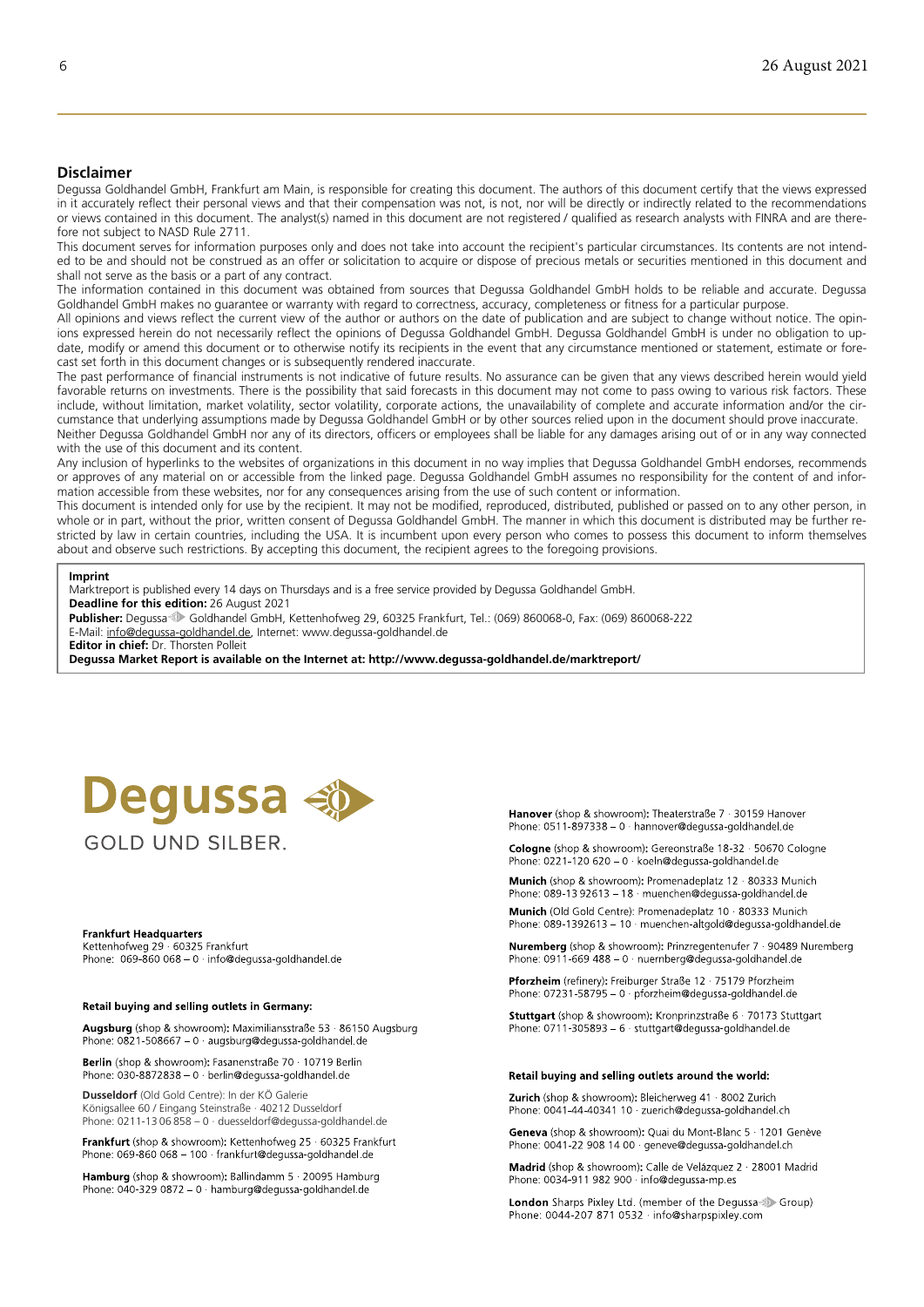## Disclaimer

Degussa Goldhandel GmbH, Frankfurt am Main, is responsible for creating this document. The authors of this document certify that the views expressed in it accurately reflect their personal views and that their compensation was not, is not, nor will be directly or indirectly related to the recommendations or views contained in this document. The analyst(s) named in this document are not registered / qualified as research analysts with FINRA and are therefore not subject to NASD Rule 2711.

This document serves for information purposes only and does not take into account the recipient's particular circumstances. Its contents are not intended to be and should not be construed as an offer or solicitation to acquire or dispose of precious metals or securities mentioned in this document and shall not serve as the basis or a part of any contract.

The information contained in this document was obtained from sources that Degussa Goldhandel GmbH holds to be reliable and accurate. Degussa Goldhandel GmbH makes no guarantee or warranty with regard to correctness, accuracy, completeness or fitness for a particular purpose.

All opinions and views reflect the current view of the author or authors on the date of publication and are subject to change without notice. The opinions expressed herein do not necessarily reflect the opinions of Degussa Goldhandel GmbH. Degussa Goldhandel GmbH is under no obligation to update, modify or amend this document or to otherwise notify its recipients in the event that any circumstance mentioned or statement, estimate or forecast set forth in this document changes or is subsequently rendered inaccurate.

The past performance of financial instruments is not indicative of future results. No assurance can be given that any views described herein would yield favorable returns on investments. There is the possibility that said forecasts in this document may not come to pass owing to various risk factors. These include, without limitation, market volatility, sector volatility, corporate actions, the unavailability of complete and accurate information and/or the circumstance that underlying assumptions made by Degussa Goldhandel GmbH or by other sources relied upon in the document should prove inaccurate.

Neither Degussa Goldhandel GmbH nor any of its directors, officers or employees shall be liable for any damages arising out of or in any way connected with the use of this document and its content.

Any inclusion of hyperlinks to the websites of organizations in this document in no way implies that Degussa Goldhandel GmbH endorses, recommends or approves of any material on or accessible from the linked page. Degussa Goldhandel GmbH assumes no responsibility for the content of and information accessible from these websites, nor for any consequences arising from the use of such content or information.

This document is intended only for use by the recipient. It may not be modified, reproduced, distributed, published or passed on to any other person, in whole or in part, without the prior, written consent of Degussa Goldhandel GmbH. The manner in which this document is distributed may be further restricted by law in certain countries, including the USA. It is incumbent upon every person who comes to possess this document to inform themselves about and observe such restrictions. By accepting this document, the recipient agrees to the foregoing provisions.

**Imprint**
Marktreport is published every 14 days on Thursdays and is a free service provided by Degussa Goldhandel GmbH.
**Deadline for this edition:** 26 August 2021
**Publisher:** Degussa Goldhandel GmbH, Kettenhofweg 29, 60325 Frankfurt, Tel.: (069) 860068-0, Fax: (069) 860068-222
E-Mail: info@degussa-goldhandel.de, Internet: www.degussa-goldhandel.de
**Editor in chief:** Dr. Thorsten Polleit
**Degussa Market Report is available on the Internet at: http://www.degussa-goldhandel.de/marktreport/**

**Degussa**
GOLD UND SILBER.

**Frankfurt Headquarters**
Kettenhofweg 29 · 60325 Frankfurt
Phone: 069-860 068 – 0 · info@degussa-goldhandel.de

**Retail buying and selling outlets in Germany:**

**Augsburg** (shop & showroom)**:** Maximiliansstraße 53 · 86150 Augsburg
Phone: 0821-508667 – 0 · augsburg@degussa-goldhandel.de

**Berlin** (shop & showroom)**:** Fasanenstraße 70 · 10719 Berlin
Phone: 030-8872838 – 0 · berlin@degussa-goldhandel.de

**Dusseldorf** (Old Gold Centre): In der KÖ Galerie
Königsallee 60 / Eingang Steinstraße · 40212 Dusseldorf
Phone: 0211-13 06 858 – 0 · duesseldorf@degussa-goldhandel.de

**Frankfurt** (shop & showroom)**:** Kettenhofweg 25 · 60325 Frankfurt
Phone: 069-860 068 – 100 · frankfurt@degussa-goldhandel.de

**Hamburg** (shop & showroom)**:** Ballindamm 5 · 20095 Hamburg
Phone: 040-329 0872 – 0 · hamburg@degussa-goldhandel.de

**Hanover** (shop & showroom)**:** Theaterstraße 7 · 30159 Hanover
Phone: 0511-897338 – 0 · hannover@degussa-goldhandel.de

**Cologne** (shop & showroom)**:** Gereonstraße 18-32 · 50670 Cologne
Phone: 0221-120 620 – 0 · koeln@degussa-goldhandel.de

**Munich** (shop & showroom)**:** Promenadeplatz 12 · 80333 Munich
Phone: 089-13 92613 – 18 · muenchen@degussa-goldhandel.de

**Munich** (Old Gold Centre): Promenadeplatz 10 · 80333 Munich
Phone: 089-1392613 – 10 · muenchen-altgold@degussa-goldhandel.de

**Nuremberg** (shop & showroom)**:** Prinzregentenufer 7 · 90489 Nuremberg
Phone: 0911-669 488 – 0 · nuernberg@degussa-goldhandel.de

**Pforzheim** (refinery)**:** Freiburger Straße 12 · 75179 Pforzheim
Phone: 07231-58795 – 0 · pforzheim@degussa-goldhandel.de

**Stuttgart** (shop & showroom)**:** Kronprinzstraße 6 · 70173 Stuttgart
Phone: 0711-305893 – 6 · stuttgart@degussa-goldhandel.de

**Retail buying and selling outlets around the world:**

**Zurich** (shop & showroom)**:** Bleicherweg 41 · 8002 Zurich
Phone: 0041-44-40341 10 · zuerich@degussa-goldhandel.ch

**Geneva** (shop & showroom)**:** Quai du Mont-Blanc 5 · 1201 Genève
Phone: 0041-22 908 14 00 · geneve@degussa-goldhandel.ch

**Madrid** (shop & showroom)**:** Calle de Velázquez 2 · 28001 Madrid
Phone: 0034-911 982 900 · info@degussa-mp.es

**London** Sharps Pixley Ltd. (member of the Degussa Group)
Phone: 0044-207 871 0532 · info@sharpspixley.com